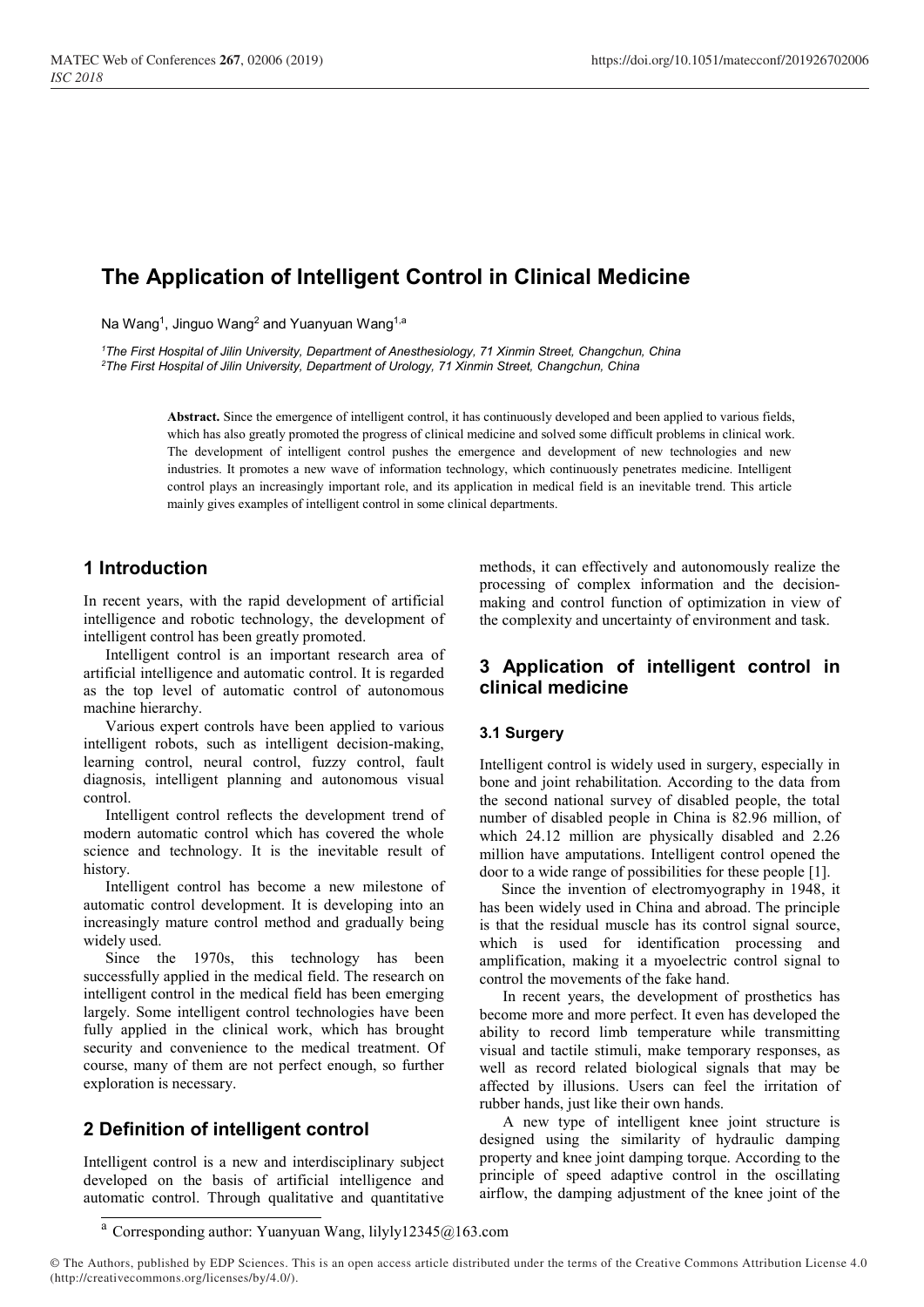# The Application of Intelligent Control in Clinical Medicine

Na Wang[1], Jinguo Wang[2] and Yuanyuan Wang[1,a]

[1]*The First Hospital of Jilin University, Department of Anesthesiology, 71 Xinmin Street, Changchun, China*
[2]*The First Hospital of Jilin University, Department of Urology, 71 Xinmin Street, Changchun, China*

**Abstract.** Since the emergence of intelligent control, it has continuously developed and been applied to various fields, which has also greatly promoted the progress of clinical medicine and solved some difficult problems in clinical work. The development of intelligent control pushes the emergence and development of new technologies and new industries. It promotes a new wave of information technology, which continuously penetrates medicine. Intelligent control plays an increasingly important role, and its application in medical field is an inevitable trend. This article mainly gives examples of intelligent control in some clinical departments.

## 1 Introduction

In recent years, with the rapid development of artificial intelligence and robotic technology, the development of intelligent control has been greatly promoted.

Intelligent control is an important research area of artificial intelligence and automatic control. It is regarded as the top level of automatic control of autonomous machine hierarchy.

Various expert controls have been applied to various intelligent robots, such as intelligent decision-making, learning control, neural control, fuzzy control, fault diagnosis, intelligent planning and autonomous visual control.

Intelligent control reflects the development trend of modern automatic control which has covered the whole science and technology. It is the inevitable result of history.

Intelligent control has become a new milestone of automatic control development. It is developing into an increasingly mature control method and gradually being widely used.

Since the 1970s, this technology has been successfully applied in the medical field. The research on intelligent control in the medical field has been emerging largely. Some intelligent control technologies have been fully applied in the clinical work, which has brought security and convenience to the medical treatment. Of course, many of them are not perfect enough, so further exploration is necessary.

## 2 Definition of intelligent control

Intelligent control is a new and interdisciplinary subject developed on the basis of artificial intelligence and automatic control. Through qualitative and quantitative methods, it can effectively and autonomously realize the processing of complex information and the decision-making and control function of optimization in view of the complexity and uncertainty of environment and task.

## 3 Application of intelligent control in clinical medicine

### 3.1 Surgery

Intelligent control is widely used in surgery, especially in bone and joint rehabilitation. According to the data from the second national survey of disabled people, the total number of disabled people in China is 82.96 million, of which 24.12 million are physically disabled and 2.26 million have amputations. Intelligent control opened the door to a wide range of possibilities for these people [1].

Since the invention of electromyography in 1948, it has been widely used in China and abroad. The principle is that the residual muscle has its control signal source, which is used for identification processing and amplification, making it a myoelectric control signal to control the movements of the fake hand.

In recent years, the development of prosthetics has become more and more perfect. It even has developed the ability to record limb temperature while transmitting visual and tactile stimuli, make temporary responses, as well as record related biological signals that may be affected by illusions. Users can feel the irritation of rubber hands, just like their own hands.

A new type of intelligent knee joint structure is designed using the similarity of hydraulic damping property and knee joint damping torque. According to the principle of speed adaptive control in the oscillating airflow, the damping adjustment of the knee joint of the

[a] Corresponding author: Yuanyuan Wang, lilyly12345@163.com

© The Authors, published by EDP Sciences. This is an open access article distributed under the terms of the Creative Commons Attribution License 4.0 (http://creativecommons.org/licenses/by/4.0/).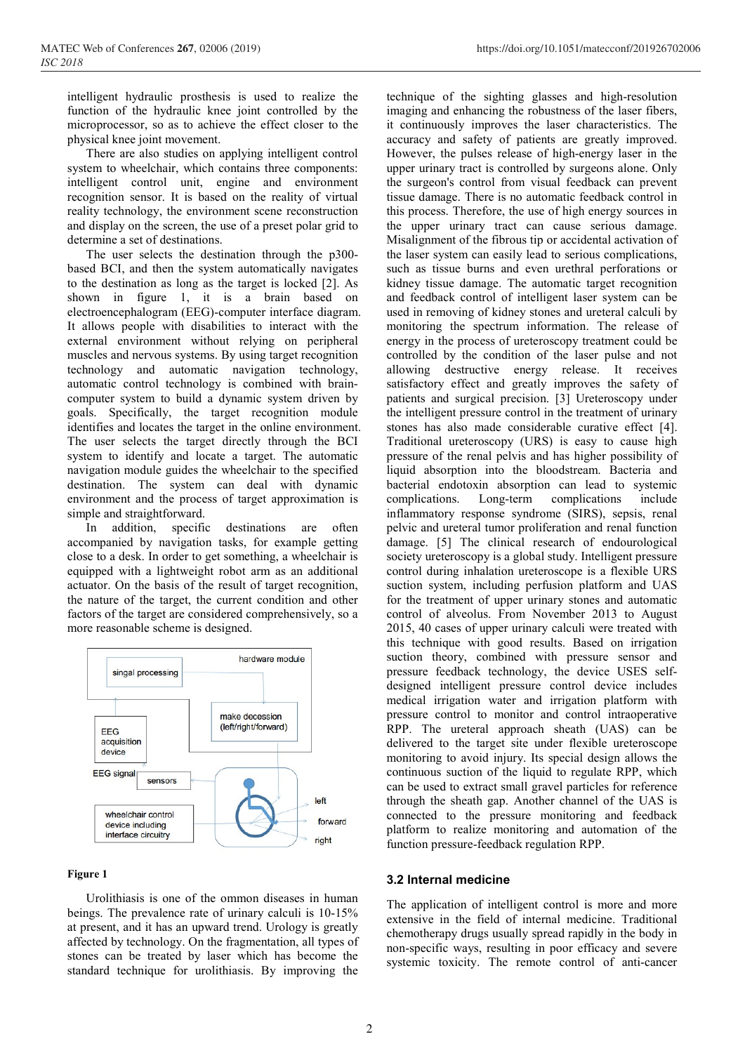intelligent hydraulic prosthesis is used to realize the function of the hydraulic knee joint controlled by the microprocessor, so as to achieve the effect closer to the physical knee joint movement.

There are also studies on applying intelligent control system to wheelchair, which contains three components: intelligent control unit, engine and environment recognition sensor. It is based on the reality of virtual reality technology, the environment scene reconstruction and display on the screen, the use of a preset polar grid to determine a set of destinations.

The user selects the destination through the p300-based BCI, and then the system automatically navigates to the destination as long as the target is locked [2]. As shown in figure 1, it is a brain based on electroencephalogram (EEG)-computer interface diagram. It allows people with disabilities to interact with the external environment without relying on peripheral muscles and nervous systems. By using target recognition technology and automatic navigation technology, automatic control technology is combined with brain-computer system to build a dynamic system driven by goals. Specifically, the target recognition module identifies and locates the target in the online environment. The user selects the target directly through the BCI system to identify and locate a target. The automatic navigation module guides the wheelchair to the specified destination. The system can deal with dynamic environment and the process of target approximation is simple and straightforward.

In addition, specific destinations are often accompanied by navigation tasks, for example getting close to a desk. In order to get something, a wheelchair is equipped with a lightweight robot arm as an additional actuator. On the basis of the result of target recognition, the nature of the target, the current condition and other factors of the target are considered comprehensively, so a more reasonable scheme is designed.

**Figure 1**

Urolithiasis is one of the ommon diseases in human beings. The prevalence rate of urinary calculi is 10-15% at present, and it has an upward trend. Urology is greatly affected by technology. On the fragmentation, all types of stones can be treated by laser which has become the standard technique for urolithiasis. By improving the technique of the sighting glasses and high-resolution imaging and enhancing the robustness of the laser fibers, it continuously improves the laser characteristics. The accuracy and safety of patients are greatly improved. However, the pulses release of high-energy laser in the upper urinary tract is controlled by surgeons alone. Only the surgeon's control from visual feedback can prevent tissue damage. There is no automatic feedback control in this process. Therefore, the use of high energy sources in the upper urinary tract can cause serious damage. Misalignment of the fibrous tip or accidental activation of the laser system can easily lead to serious complications, such as tissue burns and even urethral perforations or kidney tissue damage. The automatic target recognition and feedback control of intelligent laser system can be used in removing of kidney stones and ureteral calculi by monitoring the spectrum information. The release of energy in the process of ureteroscopy treatment could be controlled by the condition of the laser pulse and not allowing destructive energy release. It receives satisfactory effect and greatly improves the safety of patients and surgical precision. [3] Ureteroscopy under the intelligent pressure control in the treatment of urinary stones has also made considerable curative effect [4]. Traditional ureteroscopy (URS) is easy to cause high pressure of the renal pelvis and has higher possibility of liquid absorption into the bloodstream. Bacteria and bacterial endotoxin absorption can lead to systemic complications. Long-term complications include inflammatory response syndrome (SIRS), sepsis, renal pelvic and ureteral tumor proliferation and renal function damage. [5] The clinical research of endourological society ureteroscopy is a global study. Intelligent pressure control during inhalation ureteroscope is a flexible URS suction system, including perfusion platform and UAS for the treatment of upper urinary stones and automatic control of alveolus. From November 2013 to August 2015, 40 cases of upper urinary calculi were treated with this technique with good results. Based on irrigation suction theory, combined with pressure sensor and pressure feedback technology, the device USES self-designed intelligent pressure control device includes medical irrigation water and irrigation platform with pressure control to monitor and control intraoperative RPP. The ureteral approach sheath (UAS) can be delivered to the target site under flexible ureteroscope monitoring to avoid injury. Its special design allows the continuous suction of the liquid to regulate RPP, which can be used to extract small gravel particles for reference through the sheath gap. Another channel of the UAS is connected to the pressure monitoring and feedback platform to realize monitoring and automation of the function pressure-feedback regulation RPP.

### 3.2 Internal medicine

The application of intelligent control is more and more extensive in the field of internal medicine. Traditional chemotherapy drugs usually spread rapidly in the body in non-specific ways, resulting in poor efficacy and severe systemic toxicity. The remote control of anti-cancer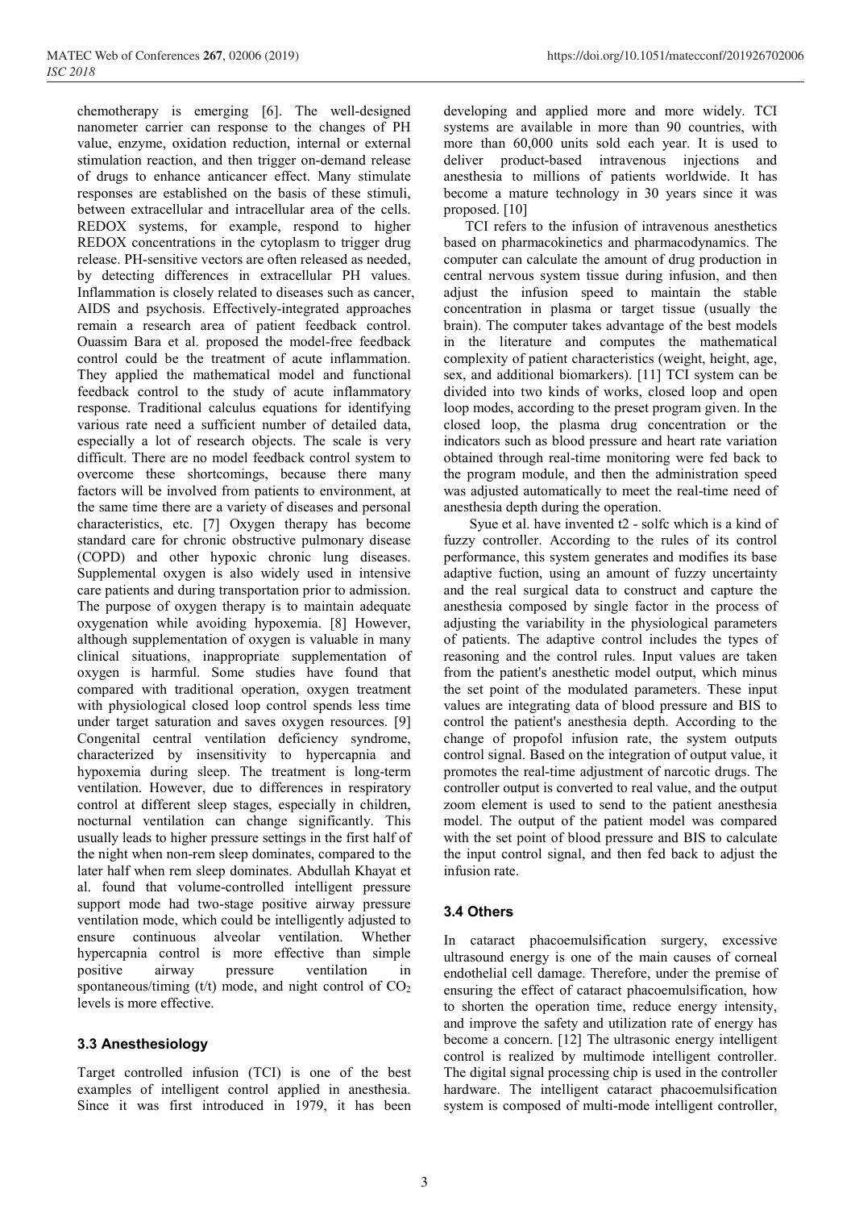chemotherapy is emerging [6]. The well-designed nanometer carrier can response to the changes of PH value, enzyme, oxidation reduction, internal or external stimulation reaction, and then trigger on-demand release of drugs to enhance anticancer effect. Many stimulate responses are established on the basis of these stimuli, between extracellular and intracellular area of the cells. REDOX systems, for example, respond to higher REDOX concentrations in the cytoplasm to trigger drug release. PH-sensitive vectors are often released as needed, by detecting differences in extracellular PH values. Inflammation is closely related to diseases such as cancer, AIDS and psychosis. Effectively-integrated approaches remain a research area of patient feedback control. Ouassim Bara et al. proposed the model-free feedback control could be the treatment of acute inflammation. They applied the mathematical model and functional feedback control to the study of acute inflammatory response. Traditional calculus equations for identifying various rate need a sufficient number of detailed data, especially a lot of research objects. The scale is very difficult. There are no model feedback control system to overcome these shortcomings, because there many factors will be involved from patients to environment, at the same time there are a variety of diseases and personal characteristics, etc. [7] Oxygen therapy has become standard care for chronic obstructive pulmonary disease (COPD) and other hypoxic chronic lung diseases. Supplemental oxygen is also widely used in intensive care patients and during transportation prior to admission. The purpose of oxygen therapy is to maintain adequate oxygenation while avoiding hypoxemia. [8] However, although supplementation of oxygen is valuable in many clinical situations, inappropriate supplementation of oxygen is harmful. Some studies have found that compared with traditional operation, oxygen treatment with physiological closed loop control spends less time under target saturation and saves oxygen resources. [9] Congenital central ventilation deficiency syndrome, characterized by insensitivity to hypercapnia and hypoxemia during sleep. The treatment is long-term ventilation. However, due to differences in respiratory control at different sleep stages, especially in children, nocturnal ventilation can change significantly. This usually leads to higher pressure settings in the first half of the night when non-rem sleep dominates, compared to the later half when rem sleep dominates. Abdullah Khayat et al. found that volume-controlled intelligent pressure support mode had two-stage positive airway pressure ventilation mode, which could be intelligently adjusted to ensure continuous alveolar ventilation. Whether hypercapnia control is more effective than simple positive airway pressure ventilation in spontaneous/timing (t/t) mode, and night control of $CO_2$ levels is more effective.

### 3.3 Anesthesiology

Target controlled infusion (TCI) is one of the best examples of intelligent control applied in anesthesia. Since it was first introduced in 1979, it has been developing and applied more and more widely. TCI systems are available in more than 90 countries, with more than 60,000 units sold each year. It is used to deliver product-based intravenous injections and anesthesia to millions of patients worldwide. It has become a mature technology in 30 years since it was proposed. [10]

TCI refers to the infusion of intravenous anesthetics based on pharmacokinetics and pharmacodynamics. The computer can calculate the amount of drug production in central nervous system tissue during infusion, and then adjust the infusion speed to maintain the stable concentration in plasma or target tissue (usually the brain). The computer takes advantage of the best models in the literature and computes the mathematical complexity of patient characteristics (weight, height, age, sex, and additional biomarkers). [11] TCI system can be divided into two kinds of works, closed loop and open loop modes, according to the preset program given. In the closed loop, the plasma drug concentration or the indicators such as blood pressure and heart rate variation obtained through real-time monitoring were fed back to the program module, and then the administration speed was adjusted automatically to meet the real-time need of anesthesia depth during the operation.

Syue et al. have invented t2 - solfc which is a kind of fuzzy controller. According to the rules of its control performance, this system generates and modifies its base adaptive fuction, using an amount of fuzzy uncertainty and the real surgical data to construct and capture the anesthesia composed by single factor in the process of adjusting the variability in the physiological parameters of patients. The adaptive control includes the types of reasoning and the control rules. Input values are taken from the patient's anesthetic model output, which minus the set point of the modulated parameters. These input values are integrating data of blood pressure and BIS to control the patient's anesthesia depth. According to the change of propofol infusion rate, the system outputs control signal. Based on the integration of output value, it promotes the real-time adjustment of narcotic drugs. The controller output is converted to real value, and the output zoom element is used to send to the patient anesthesia model. The output of the patient model was compared with the set point of blood pressure and BIS to calculate the input control signal, and then fed back to adjust the infusion rate.

### 3.4 Others

In cataract phacoemulsification surgery, excessive ultrasound energy is one of the main causes of corneal endothelial cell damage. Therefore, under the premise of ensuring the effect of cataract phacoemulsification, how to shorten the operation time, reduce energy intensity, and improve the safety and utilization rate of energy has become a concern. [12] The ultrasonic energy intelligent control is realized by multimode intelligent controller. The digital signal processing chip is used in the controller hardware. The intelligent cataract phacoemulsification system is composed of multi-mode intelligent controller,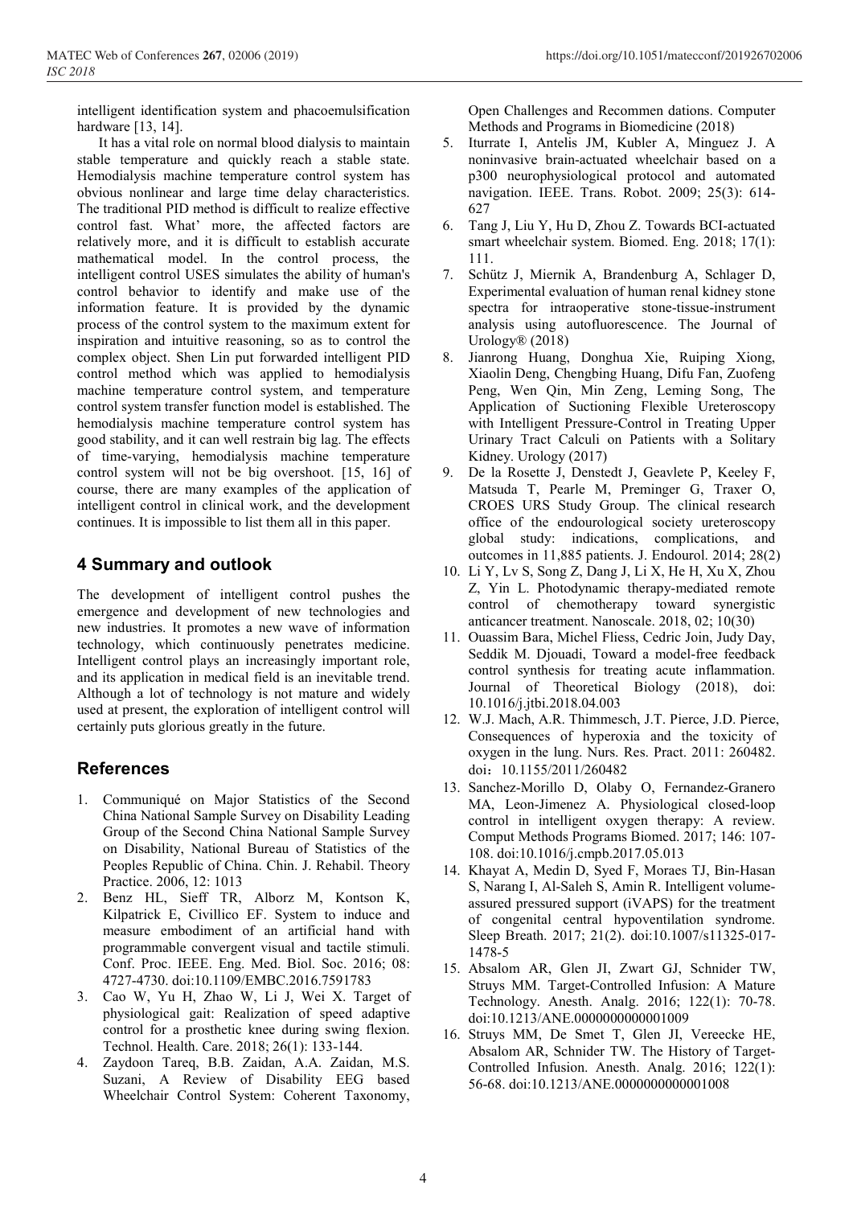intelligent identification system and phacoemulsification hardware [13, 14].

It has a vital role on normal blood dialysis to maintain stable temperature and quickly reach a stable state. Hemodialysis machine temperature control system has obvious nonlinear and large time delay characteristics. The traditional PID method is difficult to realize effective control fast. What' more, the affected factors are relatively more, and it is difficult to establish accurate mathematical model. In the control process, the intelligent control USES simulates the ability of human's control behavior to identify and make use of the information feature. It is provided by the dynamic process of the control system to the maximum extent for inspiration and intuitive reasoning, so as to control the complex object. Shen Lin put forwarded intelligent PID control method which was applied to hemodialysis machine temperature control system, and temperature control system transfer function model is established. The hemodialysis machine temperature control system has good stability, and it can well restrain big lag. The effects of time-varying, hemodialysis machine temperature control system will not be big overshoot. [15, 16] of course, there are many examples of the application of intelligent control in clinical work, and the development continues. It is impossible to list them all in this paper.

## 4 Summary and outlook

The development of intelligent control pushes the emergence and development of new technologies and new industries. It promotes a new wave of information technology, which continuously penetrates medicine. Intelligent control plays an increasingly important role, and its application in medical field is an inevitable trend. Although a lot of technology is not mature and widely used at present, the exploration of intelligent control will certainly puts glorious greatly in the future.

## References

1. Communiqué on Major Statistics of the Second China National Sample Survey on Disability Leading Group of the Second China National Sample Survey on Disability, National Bureau of Statistics of the Peoples Republic of China. Chin. J. Rehabil. Theory Practice. 2006, 12: 1013
2. Benz HL, Sieff TR, Alborz M, Kontson K, Kilpatrick E, Civillico EF. System to induce and measure embodiment of an artificial hand with programmable convergent visual and tactile stimuli. Conf. Proc. IEEE. Eng. Med. Biol. Soc. 2016; 08: 4727-4730. doi:10.1109/EMBC.2016.7591783
3. Cao W, Yu H, Zhao W, Li J, Wei X. Target of physiological gait: Realization of speed adaptive control for a prosthetic knee during swing flexion. Technol. Health. Care. 2018; 26(1): 133-144.
4. Zaydoon Tareq, B.B. Zaidan, A.A. Zaidan, M.S. Suzani, A Review of Disability EEG based Wheelchair Control System: Coherent Taxonomy, Open Challenges and Recommen dations. Computer Methods and Programs in Biomedicine (2018)
5. Iturrate I, Antelis JM, Kubler A, Minguez J. A noninvasive brain-actuated wheelchair based on a p300 neurophysiological protocol and automated navigation. IEEE. Trans. Robot. 2009; 25(3): 614-627
6. Tang J, Liu Y, Hu D, Zhou Z. Towards BCI-actuated smart wheelchair system. Biomed. Eng. 2018; 17(1): 111.
7. Schütz J, Miernik A, Brandenburg A, Schlager D, Experimental evaluation of human renal kidney stone spectra for intraoperative stone-tissue-instrument analysis using autofluorescence. The Journal of Urology® (2018)
8. Jianrong Huang, Donghua Xie, Ruiping Xiong, Xiaolin Deng, Chengbing Huang, Difu Fan, Zuofeng Peng, Wen Qin, Min Zeng, Leming Song, The Application of Suctioning Flexible Ureteroscopy with Intelligent Pressure-Control in Treating Upper Urinary Tract Calculi on Patients with a Solitary Kidney. Urology (2017)
9. De la Rosette J, Denstedt J, Geavlete P, Keeley F, Matsuda T, Pearle M, Preminger G, Traxer O, CROES URS Study Group. The clinical research office of the endourological society ureteroscopy global study: indications, complications, and outcomes in 11,885 patients. J. Endourol. 2014; 28(2)
10. Li Y, Lv S, Song Z, Dang J, Li X, He H, Xu X, Zhou Z, Yin L. Photodynamic therapy-mediated remote control of chemotherapy toward synergistic anticancer treatment. Nanoscale. 2018, 02; 10(30)
11. Ouassim Bara, Michel Fliess, Cedric Join, Judy Day, Seddik M. Djouadi, Toward a model-free feedback control synthesis for treating acute inflammation. Journal of Theoretical Biology (2018), doi: 10.1016/j.jtbi.2018.04.003
12. W.J. Mach, A.R. Thimmesch, J.T. Pierce, J.D. Pierce, Consequences of hyperoxia and the toxicity of oxygen in the lung. Nurs. Res. Pract. 2011: 260482. doi：10.1155/2011/260482
13. Sanchez-Morillo D, Olaby O, Fernandez-Granero MA, Leon-Jimenez A. Physiological closed-loop control in intelligent oxygen therapy: A review. Comput Methods Programs Biomed. 2017; 146: 107-108. doi:10.1016/j.cmpb.2017.05.013
14. Khayat A, Medin D, Syed F, Moraes TJ, Bin-Hasan S, Narang I, Al-Saleh S, Amin R. Intelligent volume-assured pressured support (iVAPS) for the treatment of congenital central hypoventilation syndrome. Sleep Breath. 2017; 21(2). doi:10.1007/s11325-017-1478-5
15. Absalom AR, Glen JI, Zwart GJ, Schnider TW, Struys MM. Target-Controlled Infusion: A Mature Technology. Anesth. Analg. 2016; 122(1): 70-78. doi:10.1213/ANE.0000000000001009
16. Struys MM, De Smet T, Glen JI, Vereecke HE, Absalom AR, Schnider TW. The History of Target-Controlled Infusion. Anesth. Analg. 2016; 122(1): 56-68. doi:10.1213/ANE.0000000000001008